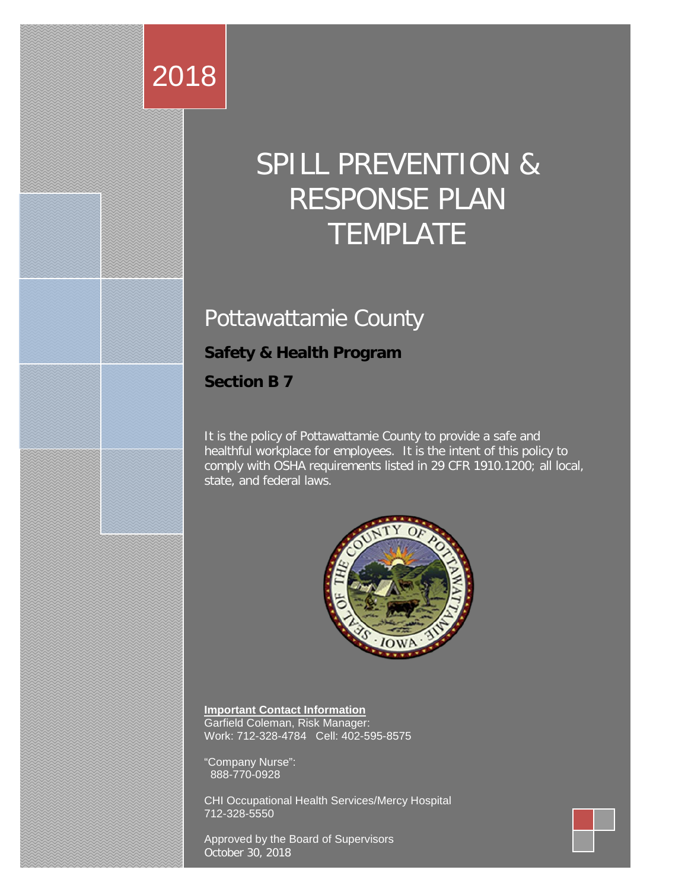2018

# SPILL PREVENTION & RESPONSE PLAN TEMPLATE

## Pottawattamie County

**Safety & Health Program**

**Section B 7**

It is the policy of Pottawattamie County to provide a safe and healthful workplace for employees. It is the intent of this policy to comply with OSHA requirements listed in 29 CFR 1910.1200; all local, state, and federal laws.

**Important Contact Information**

Garfield Coleman, Risk Manager:
Work: 712-328-4784 Cell: 402-595-8575

"Company Nurse":
888-770-0928

CHI Occupational Health Services/Mercy Hospital
712-328-5550

Approved by the Board of Supervisors
October 30, 2018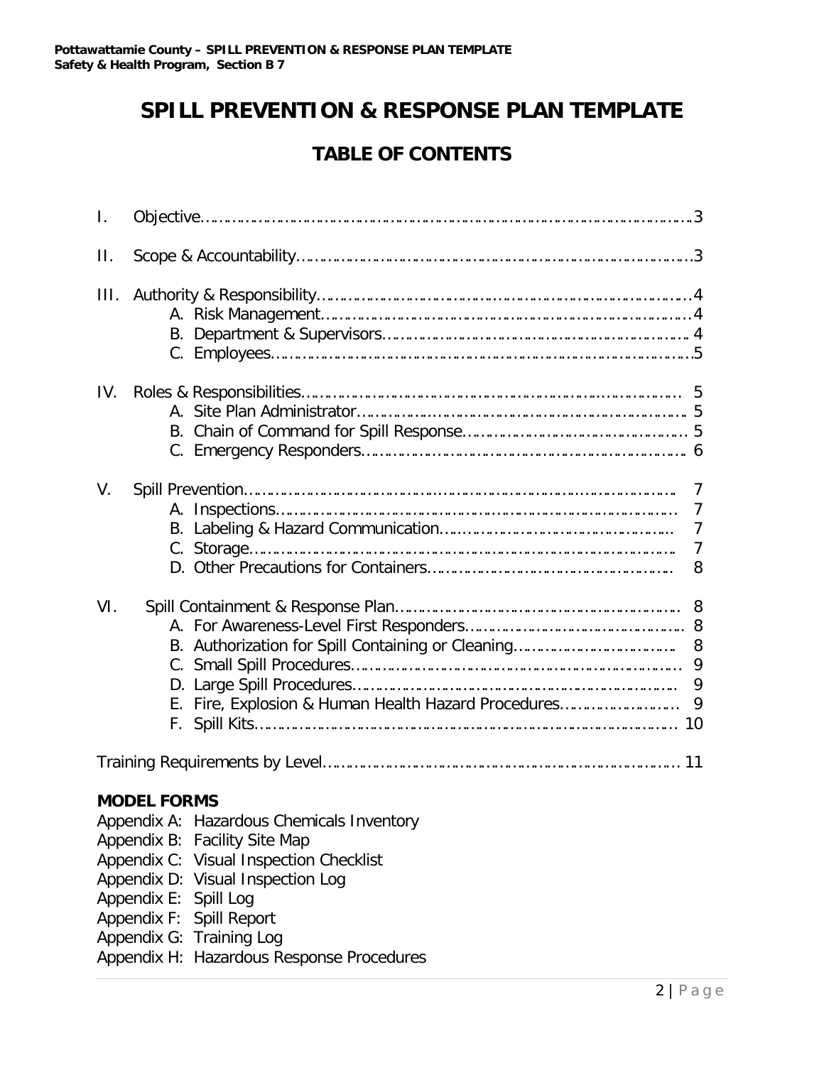# SPILL PREVENTION & RESPONSE PLAN TEMPLATE

## TABLE OF CONTENTS

I. Objective……………………………………………………………………………………………3

II. Scope & Accountability…………………………………………………………………………3

III. Authority & Responsibility……………………………………………………………………4
- A. Risk Management………………………………………………………………………4
- B. Department & Supervisors……………………………………………………………4
- C. Employees…………………………………………………………………………………5

IV. Roles & Responsibilities…………………………………………………………………………5
- A. Site Plan Administrator…………………………………………………………………5
- B. Chain of Command for Spill Response………………………………………………5
- C. Emergency Responders…………………………………………………………………6

V. Spill Prevention……………………………………………………………………………………7
- A. Inspections…………………………………………………………………………………7
- B. Labeling & Hazard Communication……………………………………………………7
- C. Storage………………………………………………………………………………………7
- D. Other Precautions for Containers………………………………………………………8

VI. Spill Containment & Response Plan…………………………………………………………8
- A. For Awareness-Level First Responders………………………………………………8
- B. Authorization for Spill Containing or Cleaning……………………………………8
- C. Small Spill Procedures…………………………………………………………………9
- D. Large Spill Procedures…………………………………………………………………9
- E. Fire, Explosion & Human Health Hazard Procedures……………………………9
- F. Spill Kits……………………………………………………………………………………10

Training Requirements by Level……………………………………………………………………11

**MODEL FORMS**

Appendix A: Hazardous Chemicals Inventory
Appendix B: Facility Site Map
Appendix C: Visual Inspection Checklist
Appendix D: Visual Inspection Log
Appendix E: Spill Log
Appendix F: Spill Report
Appendix G: Training Log
Appendix H: Hazardous Response Procedures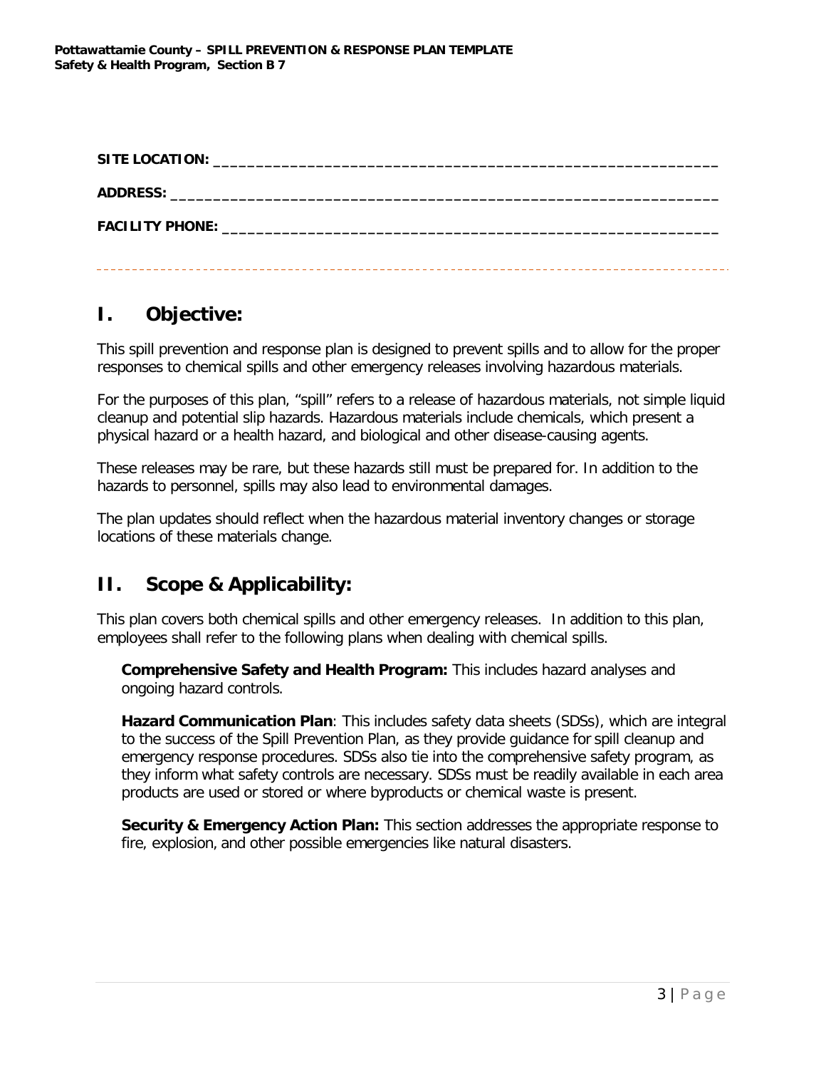**SITE LOCATION:** ___________________________________________________________

**ADDRESS:** ______________________________________________________________

**FACILITY PHONE:** _________________________________________________________

---

## I. Objective:

This spill prevention and response plan is designed to prevent spills and to allow for the proper responses to chemical spills and other emergency releases involving hazardous materials.

For the purposes of this plan, "spill" refers to a release of hazardous materials, not simple liquid cleanup and potential slip hazards. Hazardous materials include chemicals, which present a physical hazard or a health hazard, and biological and other disease-causing agents.

These releases may be rare, but these hazards still must be prepared for. In addition to the hazards to personnel, spills may also lead to environmental damages.

The plan updates should reflect when the hazardous material inventory changes or storage locations of these materials change.

## II. Scope & Applicability:

This plan covers both chemical spills and other emergency releases. In addition to this plan, employees shall refer to the following plans when dealing with chemical spills.

**Comprehensive Safety and Health Program:** This includes hazard analyses and ongoing hazard controls.

**Hazard Communication Plan**: This includes safety data sheets (SDSs), which are integral to the success of the Spill Prevention Plan, as they provide guidance for spill cleanup and emergency response procedures. SDSs also tie into the comprehensive safety program, as they inform what safety controls are necessary. SDSs must be readily available in each area products are used or stored or where byproducts or chemical waste is present.

**Security & Emergency Action Plan:** This section addresses the appropriate response to fire, explosion, and other possible emergencies like natural disasters.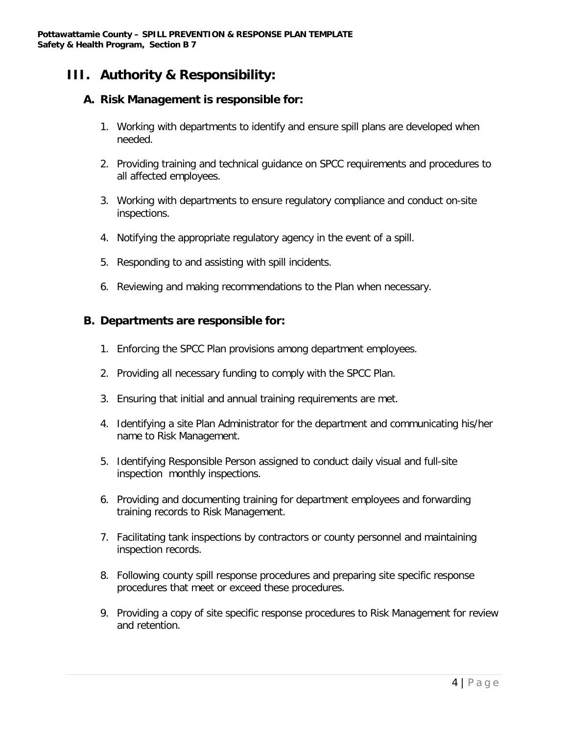# III. Authority & Responsibility:

## A. Risk Management is responsible for:

1. Working with departments to identify and ensure spill plans are developed when needed.
2. Providing training and technical guidance on SPCC requirements and procedures to all affected employees.
3. Working with departments to ensure regulatory compliance and conduct on-site inspections.
4. Notifying the appropriate regulatory agency in the event of a spill.
5. Responding to and assisting with spill incidents.
6. Reviewing and making recommendations to the Plan when necessary.

## B. Departments are responsible for:

1. Enforcing the SPCC Plan provisions among department employees.
2. Providing all necessary funding to comply with the SPCC Plan.
3. Ensuring that initial and annual training requirements are met.
4. Identifying a site Plan Administrator for the department and communicating his/her name to Risk Management.
5. Identifying Responsible Person assigned to conduct daily visual and full-site inspection monthly inspections.
6. Providing and documenting training for department employees and forwarding training records to Risk Management.
7. Facilitating tank inspections by contractors or county personnel and maintaining inspection records.
8. Following county spill response procedures and preparing site specific response procedures that meet or exceed these procedures.
9. Providing a copy of site specific response procedures to Risk Management for review and retention.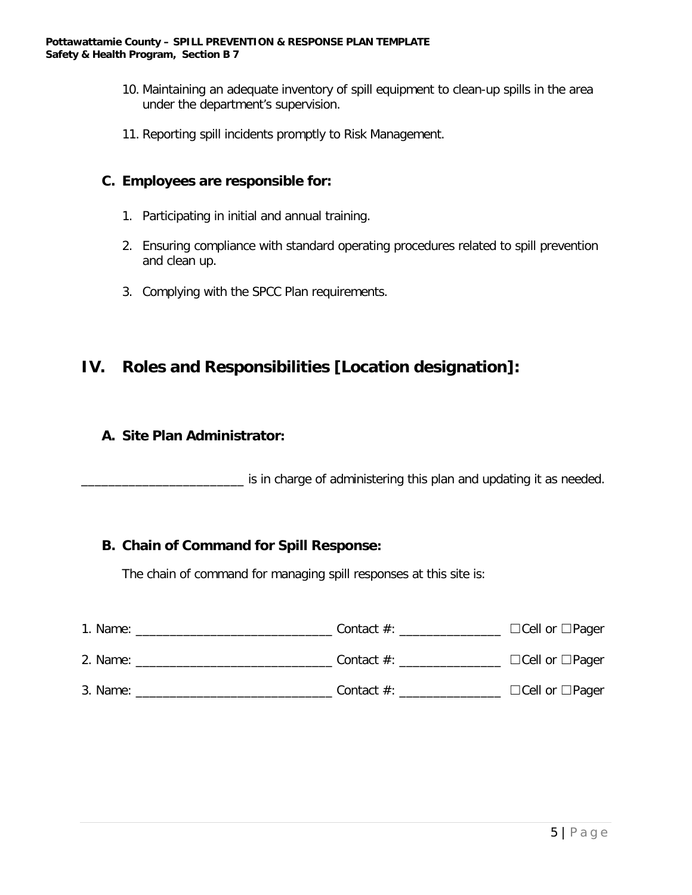10. Maintaining an adequate inventory of spill equipment to clean-up spills in the area under the department's supervision.

11. Reporting spill incidents promptly to Risk Management.

### C. Employees are responsible for:

1. Participating in initial and annual training.

2. Ensuring compliance with standard operating procedures related to spill prevention and clean up.

3. Complying with the SPCC Plan requirements.

## IV. Roles and Responsibilities [Location designation]:

### A. Site Plan Administrator:

________________________ is in charge of administering this plan and updating it as needed.

### B. Chain of Command for Spill Response:

The chain of command for managing spill responses at this site is:

1. Name: _____________________________ Contact #: _______________ ☐Cell or ☐Pager

2. Name: _____________________________ Contact #: _______________ ☐Cell or ☐Pager

3. Name: _____________________________ Contact #: _______________ ☐Cell or ☐Pager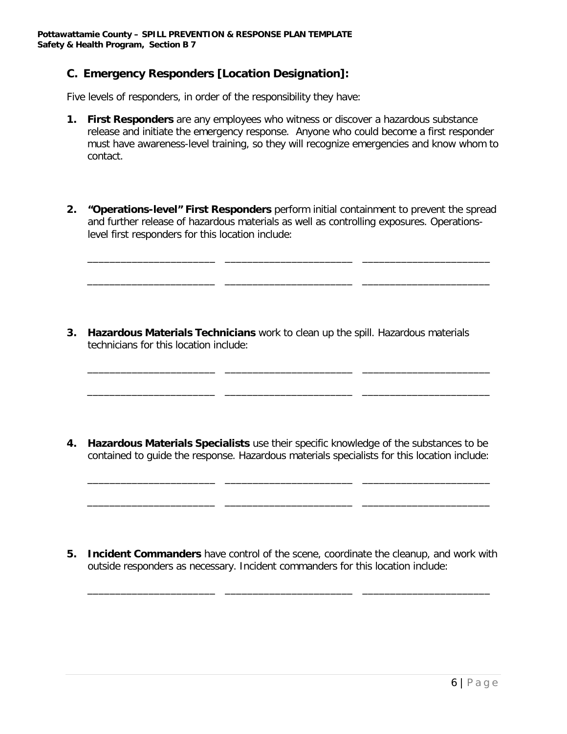## C. Emergency Responders [Location Designation]:

Five levels of responders, in order of the responsibility they have:

1. **First Responders** are any employees who witness or discover a hazardous substance release and initiate the emergency response. Anyone who could become a first responder must have awareness-level training, so they will recognize emergencies and know whom to contact.

2. **"Operations-level" First Responders** perform initial containment to prevent the spread and further release of hazardous materials as well as controlling exposures. Operations-level first responders for this location include:

   ______________________   ______________________   ______________________

   ______________________   ______________________   ______________________

3. **Hazardous Materials Technicians** work to clean up the spill. Hazardous materials technicians for this location include:

   ______________________   ______________________   ______________________

   ______________________   ______________________   ______________________

4. **Hazardous Materials Specialists** use their specific knowledge of the substances to be contained to guide the response. Hazardous materials specialists for this location include:

   ______________________   ______________________   ______________________

   ______________________   ______________________   ______________________

5. **Incident Commanders** have control of the scene, coordinate the cleanup, and work with outside responders as necessary. Incident commanders for this location include:

   ______________________   ______________________   ______________________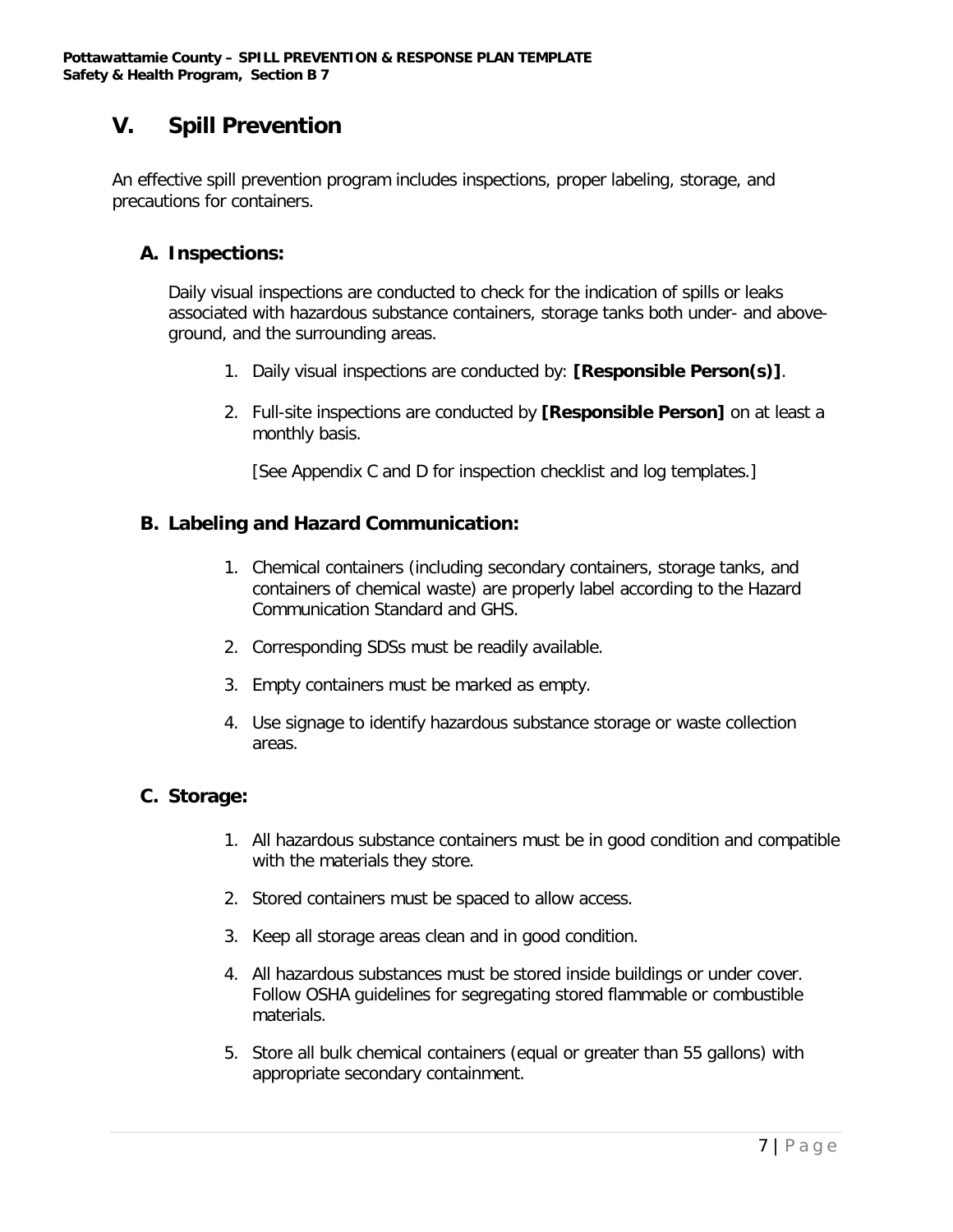## V. Spill Prevention

An effective spill prevention program includes inspections, proper labeling, storage, and precautions for containers.

### A. Inspections:

Daily visual inspections are conducted to check for the indication of spills or leaks associated with hazardous substance containers, storage tanks both under- and above-ground, and the surrounding areas.

1. Daily visual inspections are conducted by: **[Responsible Person(s)]**.
2. Full-site inspections are conducted by **[Responsible Person]** on at least a monthly basis.

   [See Appendix C and D for inspection checklist and log templates.]

### B. Labeling and Hazard Communication:

1. Chemical containers (including secondary containers, storage tanks, and containers of chemical waste) are properly label according to the Hazard Communication Standard and GHS.
2. Corresponding SDSs must be readily available.
3. Empty containers must be marked as empty.
4. Use signage to identify hazardous substance storage or waste collection areas.

### C. Storage:

1. All hazardous substance containers must be in good condition and compatible with the materials they store.
2. Stored containers must be spaced to allow access.
3. Keep all storage areas clean and in good condition.
4. All hazardous substances must be stored inside buildings or under cover. Follow OSHA guidelines for segregating stored flammable or combustible materials.
5. Store all bulk chemical containers (equal or greater than 55 gallons) with appropriate secondary containment.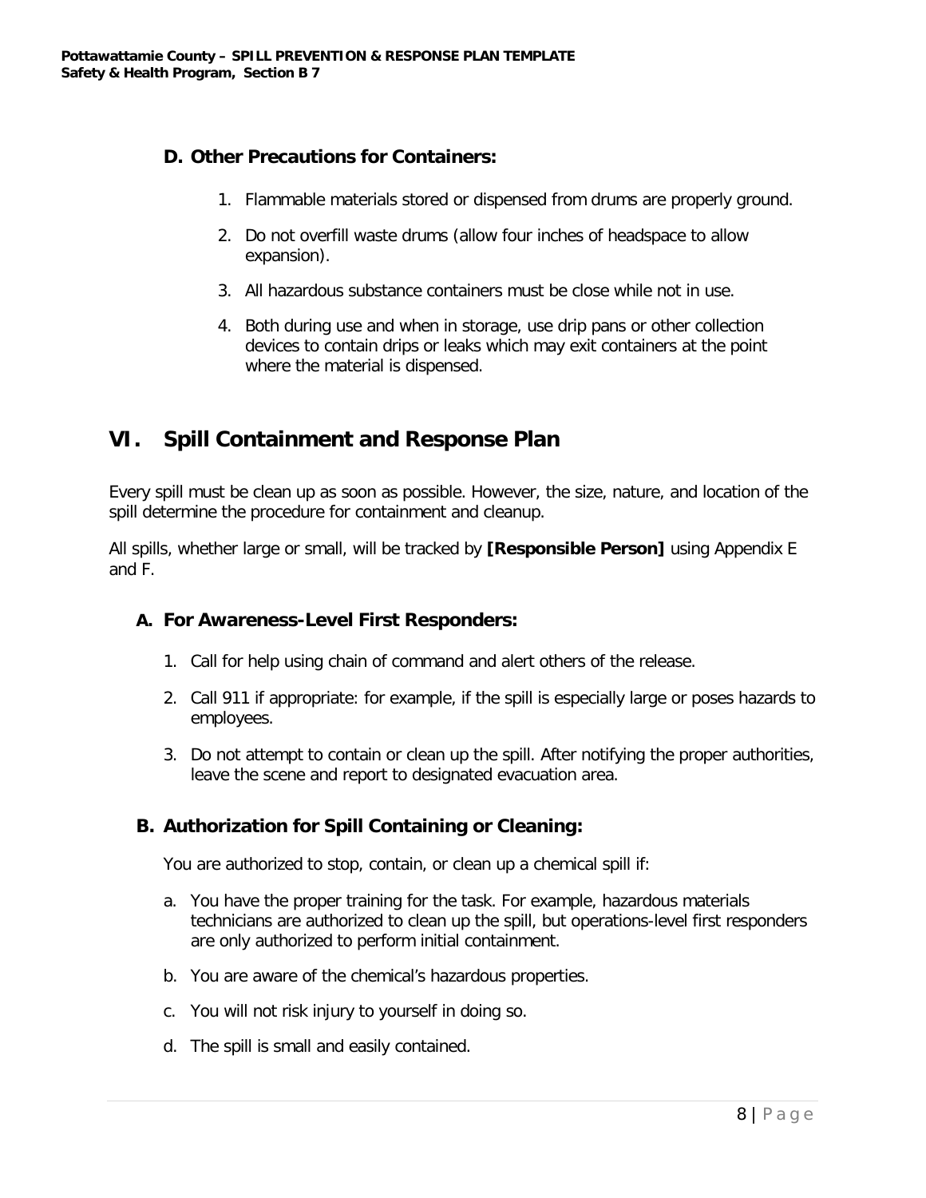### D. Other Precautions for Containers:

1. Flammable materials stored or dispensed from drums are properly ground.
2. Do not overfill waste drums (allow four inches of headspace to allow expansion).
3. All hazardous substance containers must be close while not in use.
4. Both during use and when in storage, use drip pans or other collection devices to contain drips or leaks which may exit containers at the point where the material is dispensed.

## VI. Spill Containment and Response Plan

Every spill must be clean up as soon as possible. However, the size, nature, and location of the spill determine the procedure for containment and cleanup.

All spills, whether large or small, will be tracked by **[Responsible Person]** using Appendix E and F.

### A. For Awareness-Level First Responders:

1. Call for help using chain of command and alert others of the release.
2. Call 911 if appropriate: for example, if the spill is especially large or poses hazards to employees.
3. Do not attempt to contain or clean up the spill. After notifying the proper authorities, leave the scene and report to designated evacuation area.

### B. Authorization for Spill Containing or Cleaning:

You are authorized to stop, contain, or clean up a chemical spill if:

a. You have the proper training for the task. For example, hazardous materials technicians are authorized to clean up the spill, but operations-level first responders are only authorized to perform initial containment.

b. You are aware of the chemical's hazardous properties.

c. You will not risk injury to yourself in doing so.

d. The spill is small and easily contained.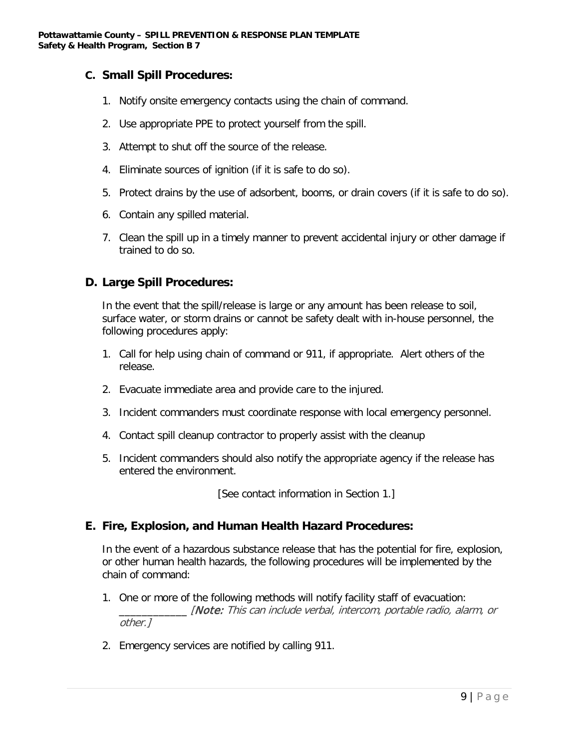## C. Small Spill Procedures:

1. Notify onsite emergency contacts using the chain of command.
2. Use appropriate PPE to protect yourself from the spill.
3. Attempt to shut off the source of the release.
4. Eliminate sources of ignition (if it is safe to do so).
5. Protect drains by the use of adsorbent, booms, or drain covers (if it is safe to do so).
6. Contain any spilled material.
7. Clean the spill up in a timely manner to prevent accidental injury or other damage if trained to do so.

## D. Large Spill Procedures:

In the event that the spill/release is large or any amount has been release to soil, surface water, or storm drains or cannot be safety dealt with in-house personnel, the following procedures apply:

1. Call for help using chain of command or 911, if appropriate. Alert others of the release.
2. Evacuate immediate area and provide care to the injured.
3. Incident commanders must coordinate response with local emergency personnel.
4. Contact spill cleanup contractor to properly assist with the cleanup
5. Incident commanders should also notify the appropriate agency if the release has entered the environment.

[See contact information in Section 1.]

## E. Fire, Explosion, and Human Health Hazard Procedures:

In the event of a hazardous substance release that has the potential for fire, explosion, or other human health hazards, the following procedures will be implemented by the chain of command:

1. One or more of the following methods will notify facility staff of evacuation: ____________ [**Note:** *This can include verbal, intercom, portable radio, alarm, or other.*]
2. Emergency services are notified by calling 911.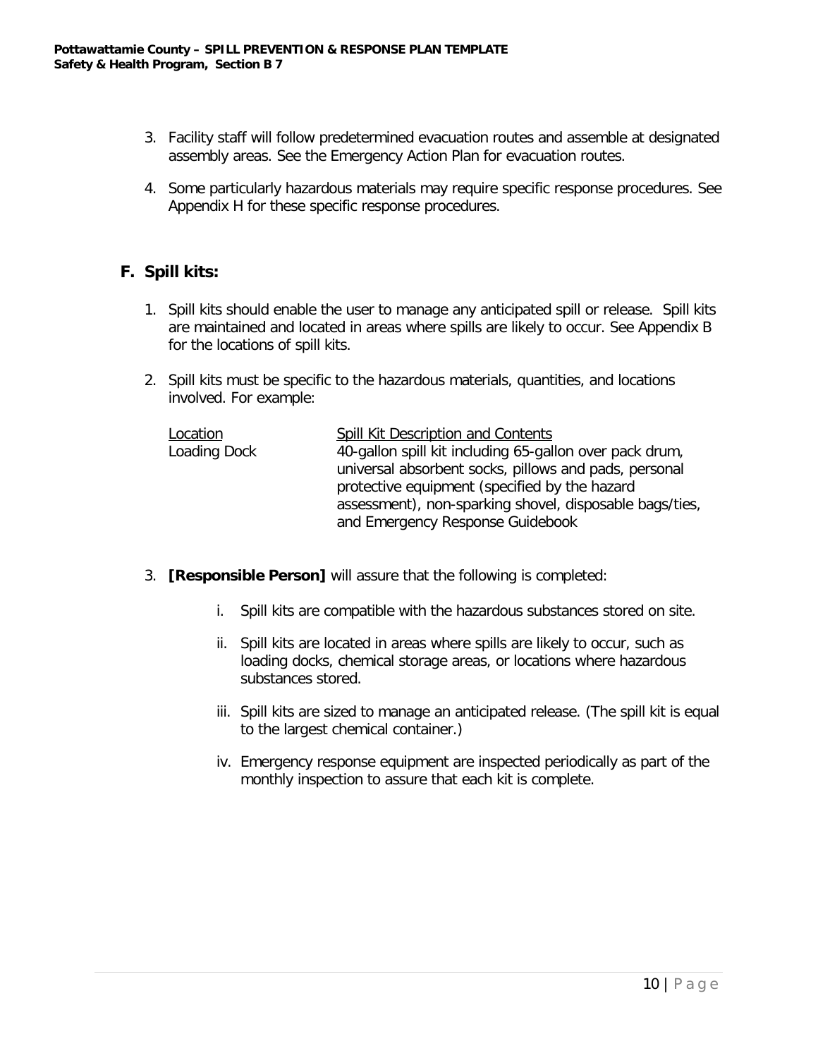3. Facility staff will follow predetermined evacuation routes and assemble at designated assembly areas. See the Emergency Action Plan for evacuation routes.

4. Some particularly hazardous materials may require specific response procedures. See Appendix H for these specific response procedures.

## F. Spill kits:

1. Spill kits should enable the user to manage any anticipated spill or release. Spill kits are maintained and located in areas where spills are likely to occur. See Appendix B for the locations of spill kits.

2. Spill kits must be specific to the hazardous materials, quantities, and locations involved. For example:

| Location | Spill Kit Description and Contents |
| --- | --- |
| Loading Dock | 40-gallon spill kit including 65-gallon over pack drum, universal absorbent socks, pillows and pads, personal protective equipment (specified by the hazard assessment), non-sparking shovel, disposable bags/ties, and Emergency Response Guidebook |

3. **[Responsible Person]** will assure that the following is completed:

   i. Spill kits are compatible with the hazardous substances stored on site.

   ii. Spill kits are located in areas where spills are likely to occur, such as loading docks, chemical storage areas, or locations where hazardous substances stored.

   iii. Spill kits are sized to manage an anticipated release. (The spill kit is equal to the largest chemical container.)

   iv. Emergency response equipment are inspected periodically as part of the monthly inspection to assure that each kit is complete.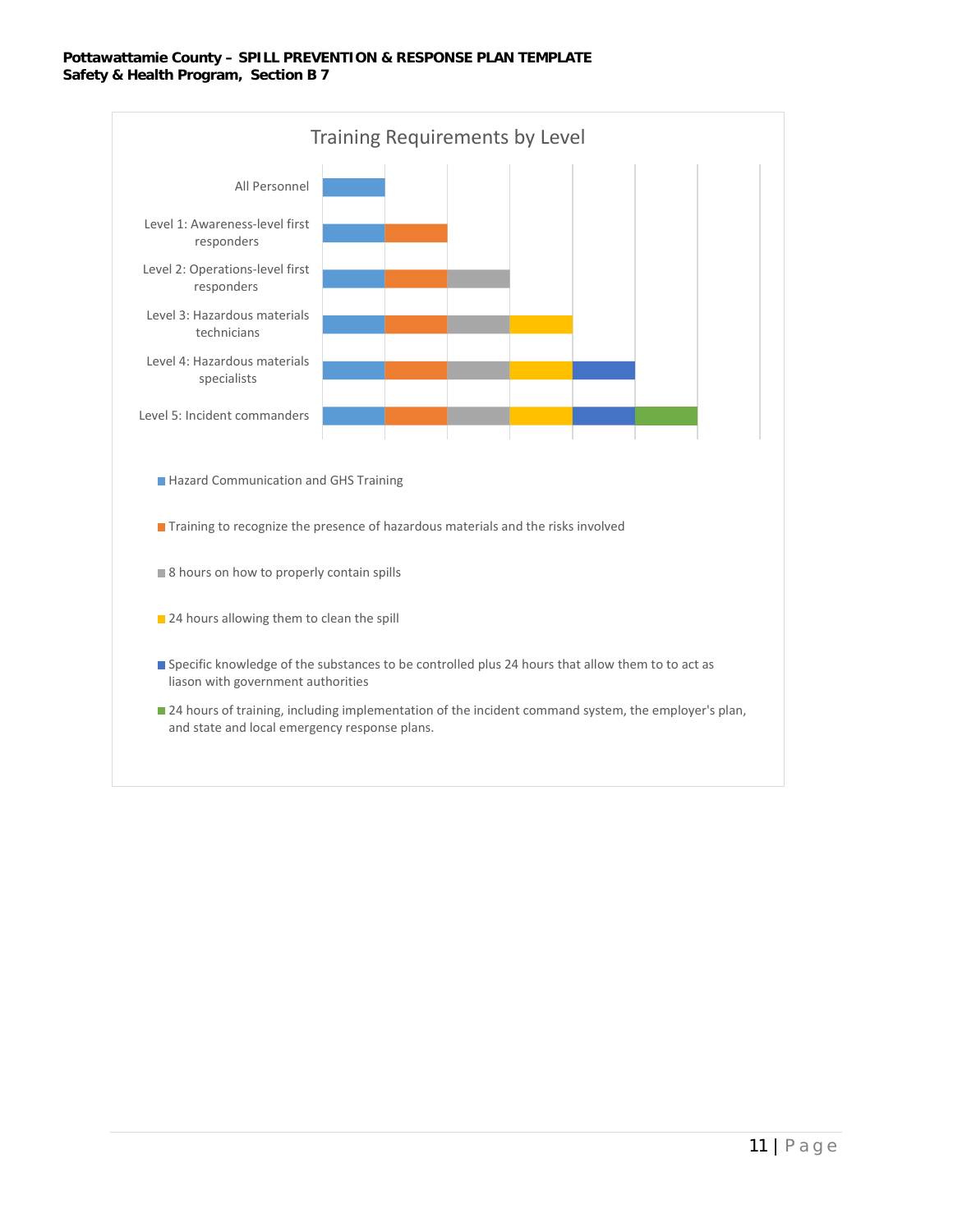## Training Requirements by Level

| Level | Hazard Communication and GHS Training | Training to recognize the presence of hazardous materials and the risks involved | 8 hours on how to properly contain spills | 24 hours allowing them to clean the spill | Specific knowledge of the substances to be controlled plus 24 hours that allow them to to act as liason with government authorities | 24 hours of training, including implementation of the incident command system, the employer's plan, and state and local emergency response plans. |
|---|---|---|---|---|---|---|
| All Personnel | X | | | | | |
| Level 1: Awareness-level first responders | X | X | | | | |
| Level 2: Operations-level first responders | X | X | X | | | |
| Level 3: Hazardous materials technicians | X | X | X | X | | |
| Level 4: Hazardous materials specialists | X | X | X | X | X | |
| Level 5: Incident commanders | X | X | X | X | X | X |

- Hazard Communication and GHS Training
- Training to recognize the presence of hazardous materials and the risks involved
- 8 hours on how to properly contain spills
- 24 hours allowing them to clean the spill
- Specific knowledge of the substances to be controlled plus 24 hours that allow them to to act as liason with government authorities
- 24 hours of training, including implementation of the incident command system, the employer's plan, and state and local emergency response plans.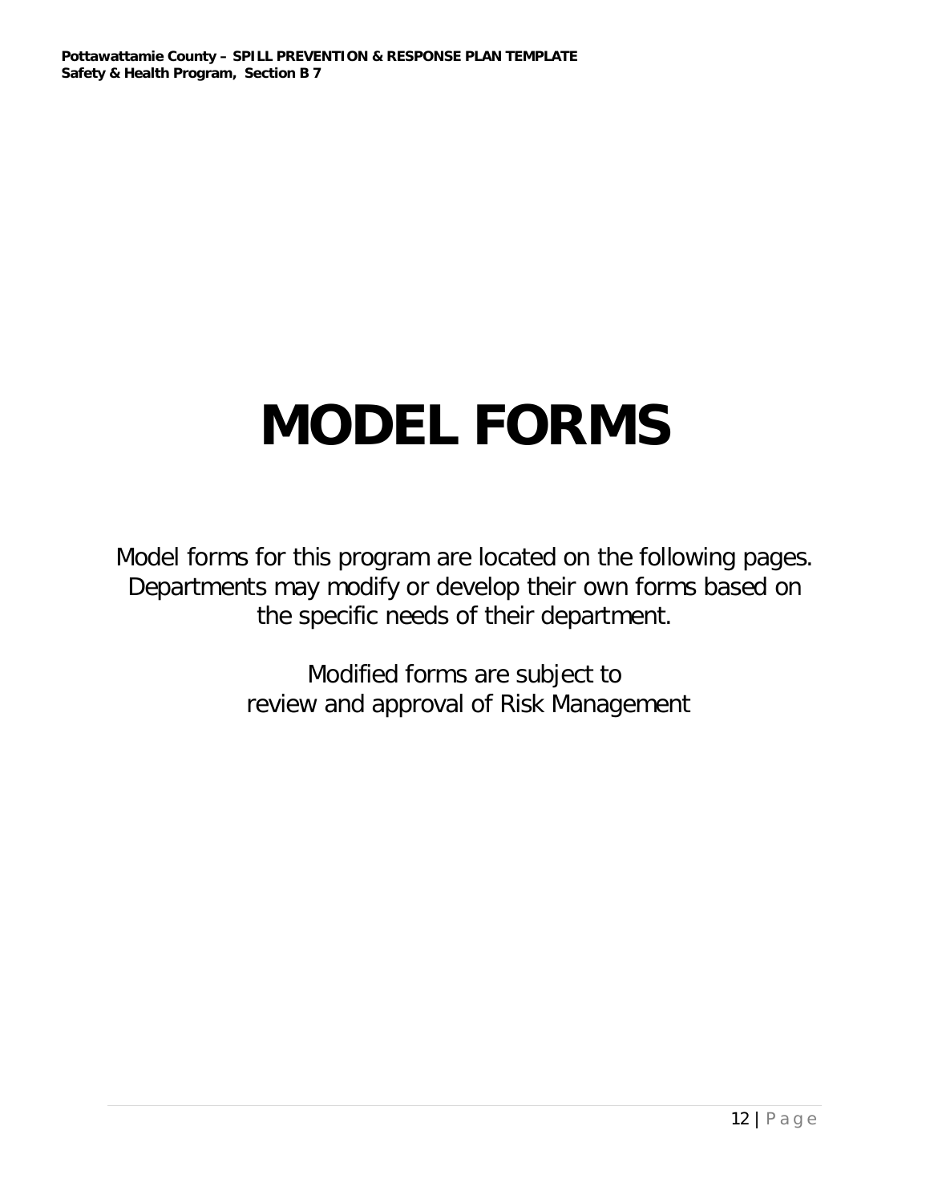# MODEL FORMS

Model forms for this program are located on the following pages. Departments may modify or develop their own forms based on the specific needs of their department.

Modified forms are subject to review and approval of Risk Management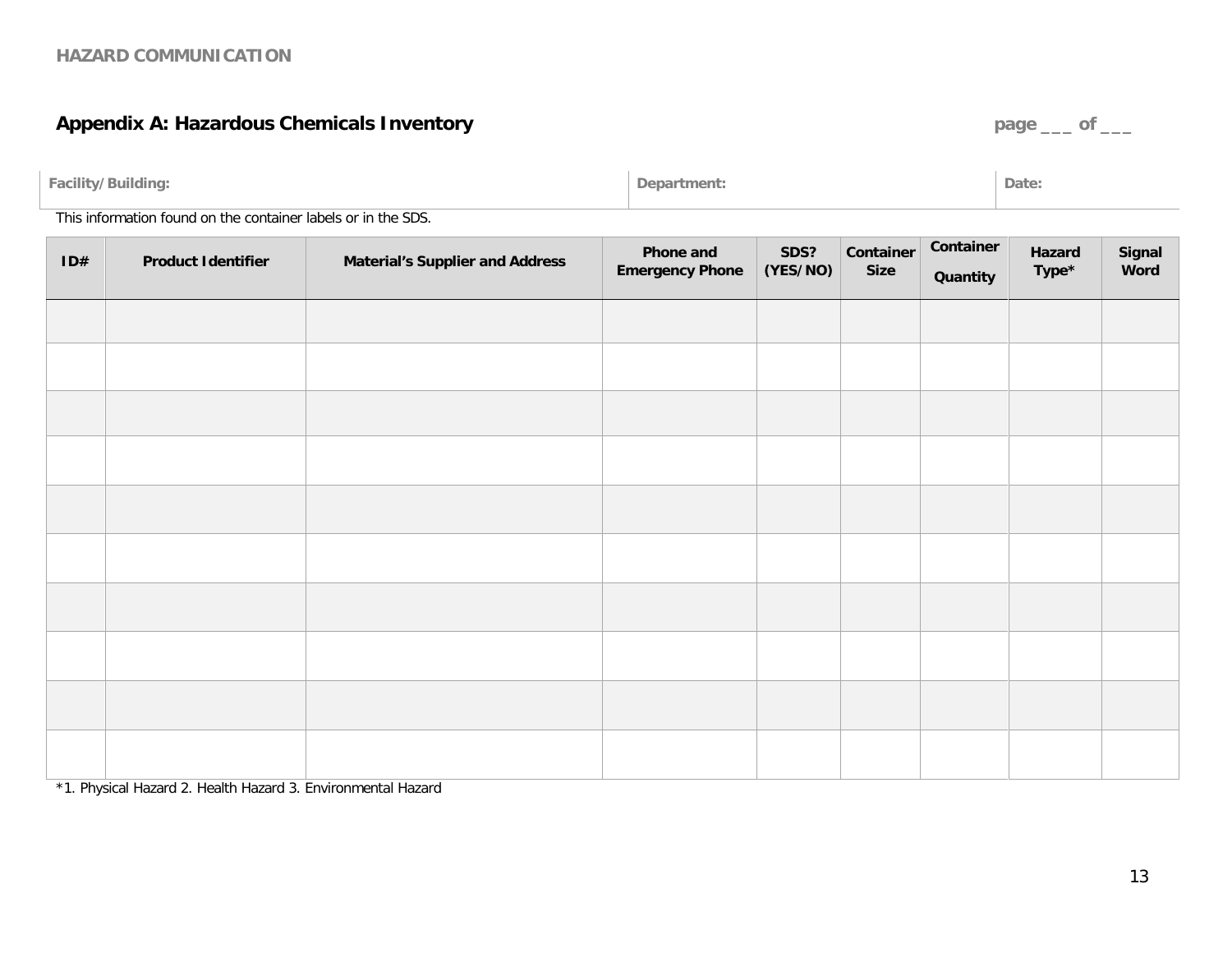## Appendix A: Hazardous Chemicals Inventory

page ___ of ___

| Facility/Building: | Department: | Date: |
|---|---|---|

This information found on the container labels or in the SDS.

| ID# | Product Identifier | Material's Supplier and Address | Phone and Emergency Phone | SDS? (YES/NO) | Container Size | Container Quantity | Hazard Type* | Signal Word |
|---|---|---|---|---|---|---|---|---|
| | | | | | | | | |
| | | | | | | | | |
| | | | | | | | | |
| | | | | | | | | |
| | | | | | | | | |
| | | | | | | | | |
| | | | | | | | | |
| | | | | | | | | |
| | | | | | | | | |
| | | | | | | | | |

*1. Physical Hazard 2. Health Hazard 3. Environmental Hazard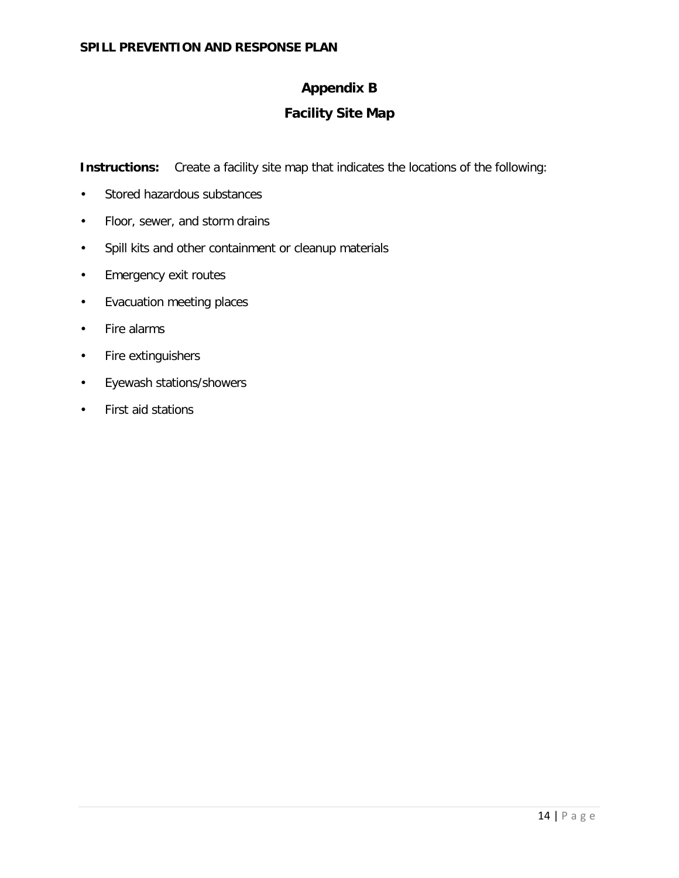# Appendix B

## Facility Site Map

**Instructions:** Create a facility site map that indicates the locations of the following:

- Stored hazardous substances
- Floor, sewer, and storm drains
- Spill kits and other containment or cleanup materials
- Emergency exit routes
- Evacuation meeting places
- Fire alarms
- Fire extinguishers
- Eyewash stations/showers
- First aid stations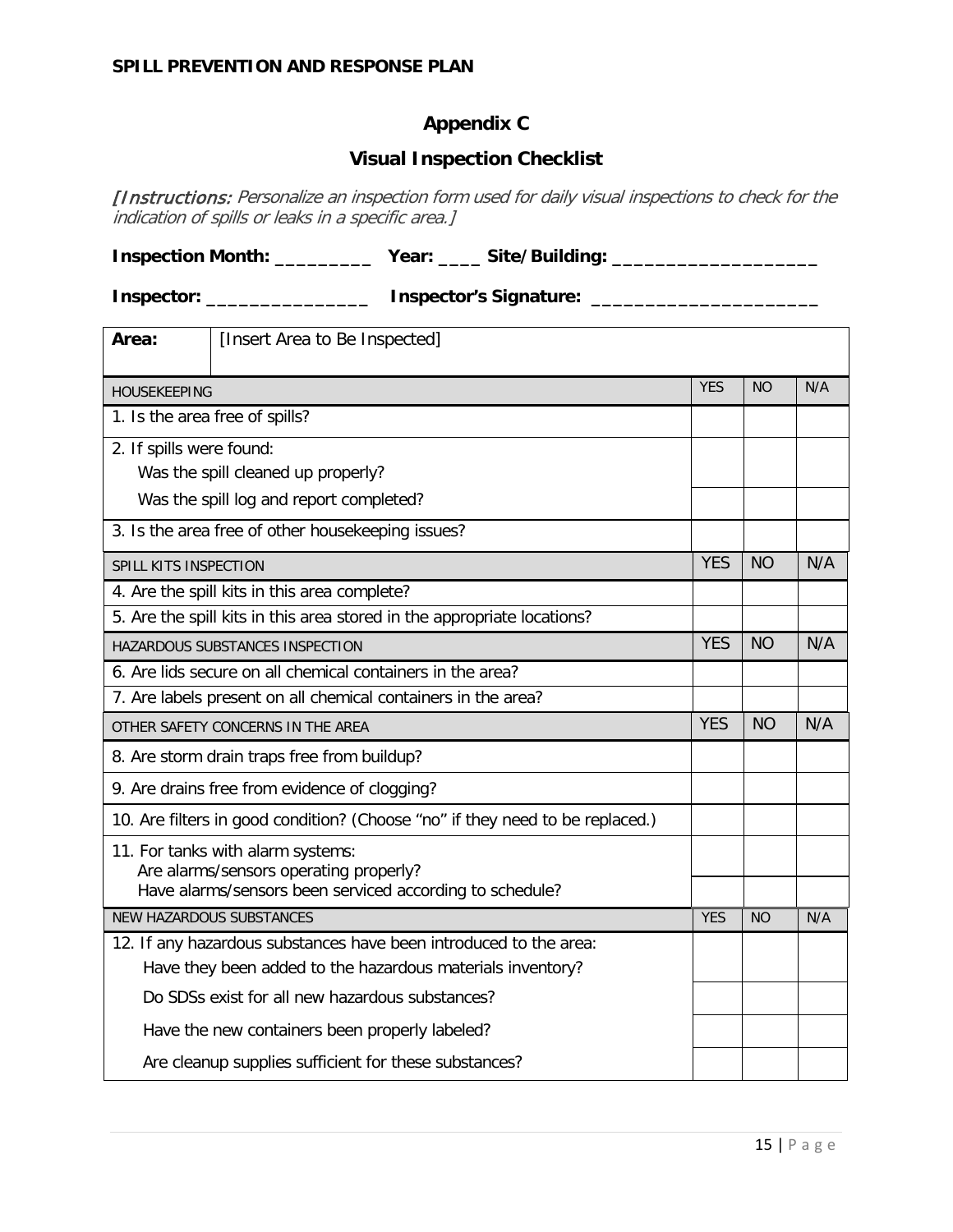# Appendix C

## Visual Inspection Checklist

*[Instructions: Personalize an inspection form used for daily visual inspections to check for the indication of spills or leaks in a specific area.]*

**Inspection Month: _________ Year: ____ Site/Building: ___________________**

**Inspector: _______________ Inspector's Signature: _____________________**

| **Area:** [Insert Area to Be Inspected] | | | |
|---|---|---|---|
| HOUSEKEEPING | YES | NO | N/A |
| 1. Is the area free of spills? | | | |
| 2. If spills were found: Was the spill cleaned up properly? | | | |
| Was the spill log and report completed? | | | |
| 3. Is the area free of other housekeeping issues? | | | |
| SPILL KITS INSPECTION | YES | NO | N/A |
| 4. Are the spill kits in this area complete? | | | |
| 5. Are the spill kits in this area stored in the appropriate locations? | | | |
| HAZARDOUS SUBSTANCES INSPECTION | YES | NO | N/A |
| 6. Are lids secure on all chemical containers in the area? | | | |
| 7. Are labels present on all chemical containers in the area? | | | |
| OTHER SAFETY CONCERNS IN THE AREA | YES | NO | N/A |
| 8. Are storm drain traps free from buildup? | | | |
| 9. Are drains free from evidence of clogging? | | | |
| 10. Are filters in good condition? (Choose "no" if they need to be replaced.) | | | |
| 11. For tanks with alarm systems: Are alarms/sensors operating properly? | | | |
| Have alarms/sensors been serviced according to schedule? | | | |
| NEW HAZARDOUS SUBSTANCES | YES | NO | N/A |
| 12. If any hazardous substances have been introduced to the area: Have they been added to the hazardous materials inventory? | | | |
| Do SDSs exist for all new hazardous substances? | | | |
| Have the new containers been properly labeled? | | | |
| Are cleanup supplies sufficient for these substances? | | | |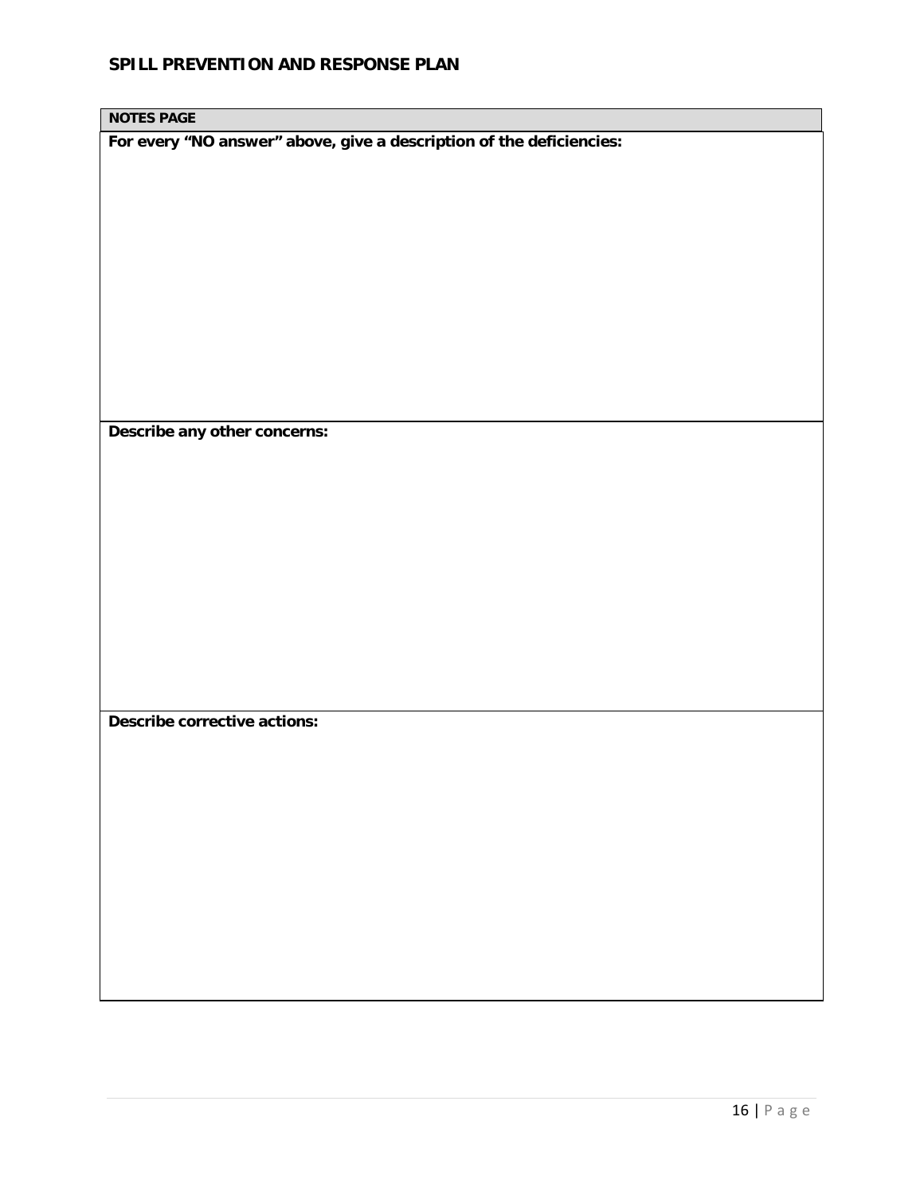## SPILL PREVENTION AND RESPONSE PLAN

| NOTES PAGE |
| --- |
| **For every "NO answer" above, give a description of the deficiencies:** |
| **Describe any other concerns:** |
| **Describe corrective actions:** |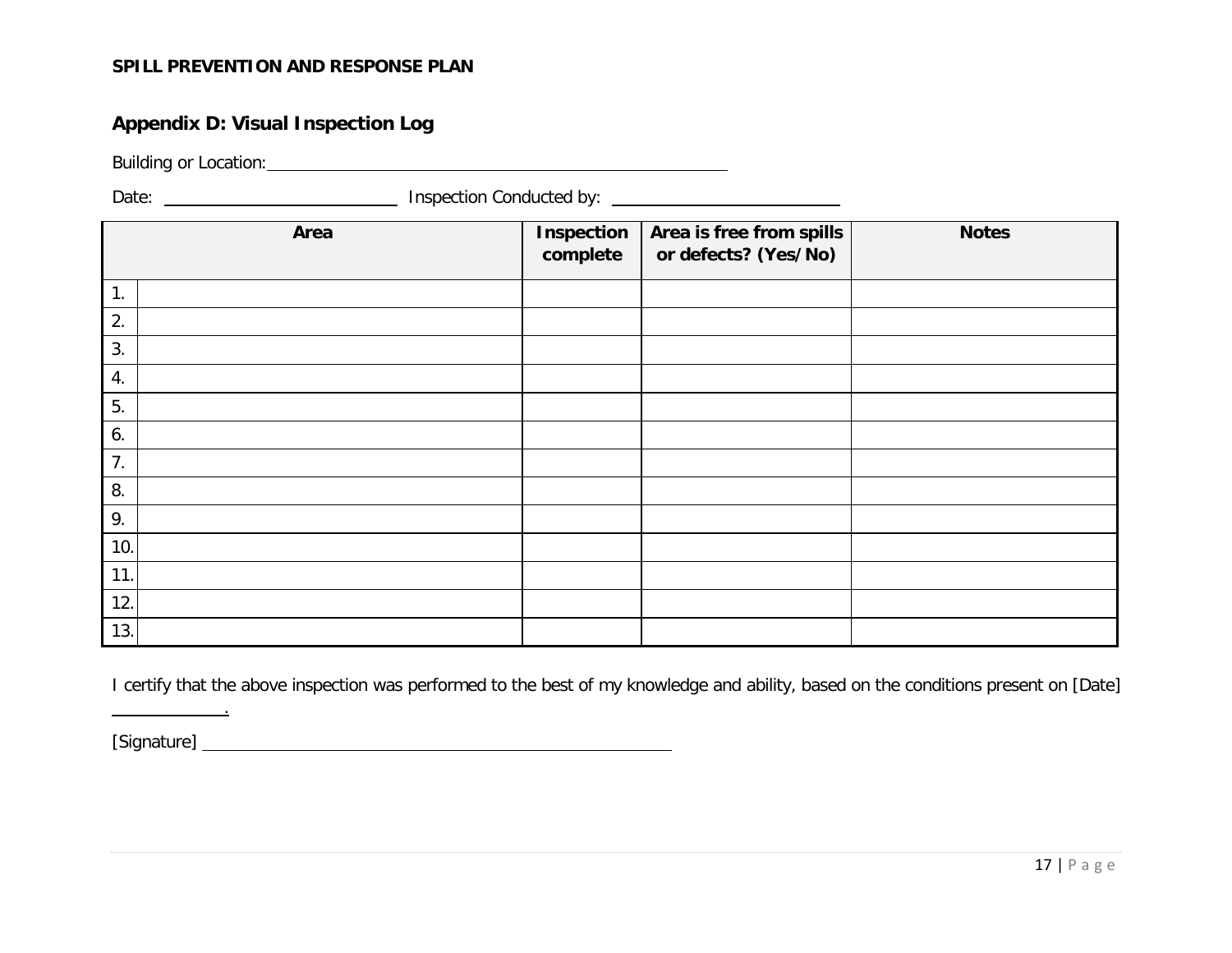## Appendix D: Visual Inspection Log

Building or Location: ______________________________

Date: ____________________ Inspection Conducted by: ____________________

| | Area | Inspection complete | Area is free from spills or defects? (Yes/No) | Notes |
|---|---|---|---|---|
| 1. | | | | |
| 2. | | | | |
| 3. | | | | |
| 4. | | | | |
| 5. | | | | |
| 6. | | | | |
| 7. | | | | |
| 8. | | | | |
| 9. | | | | |
| 10. | | | | |
| 11. | | | | |
| 12. | | | | |
| 13. | | | | |

I certify that the above inspection was performed to the best of my knowledge and ability, based on the conditions present on [Date] __________.

[Signature] ______________________________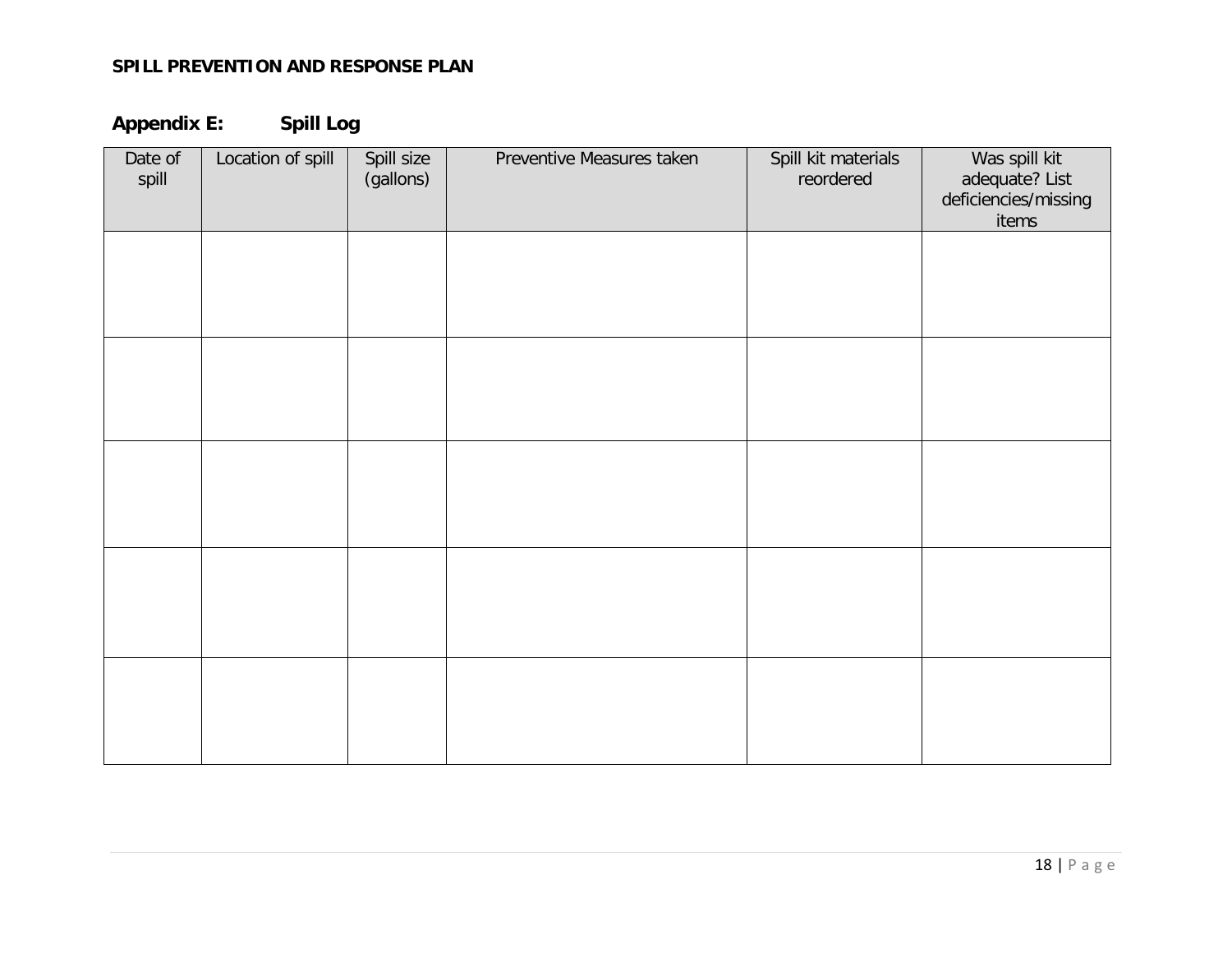## Appendix E: Spill Log

| Date of spill | Location of spill | Spill size (gallons) | Preventive Measures taken | Spill kit materials reordered | Was spill kit adequate? List deficiencies/missing items |
|---|---|---|---|---|---|
| | | | | | |
| | | | | | |
| | | | | | |
| | | | | | |
| | | | | | |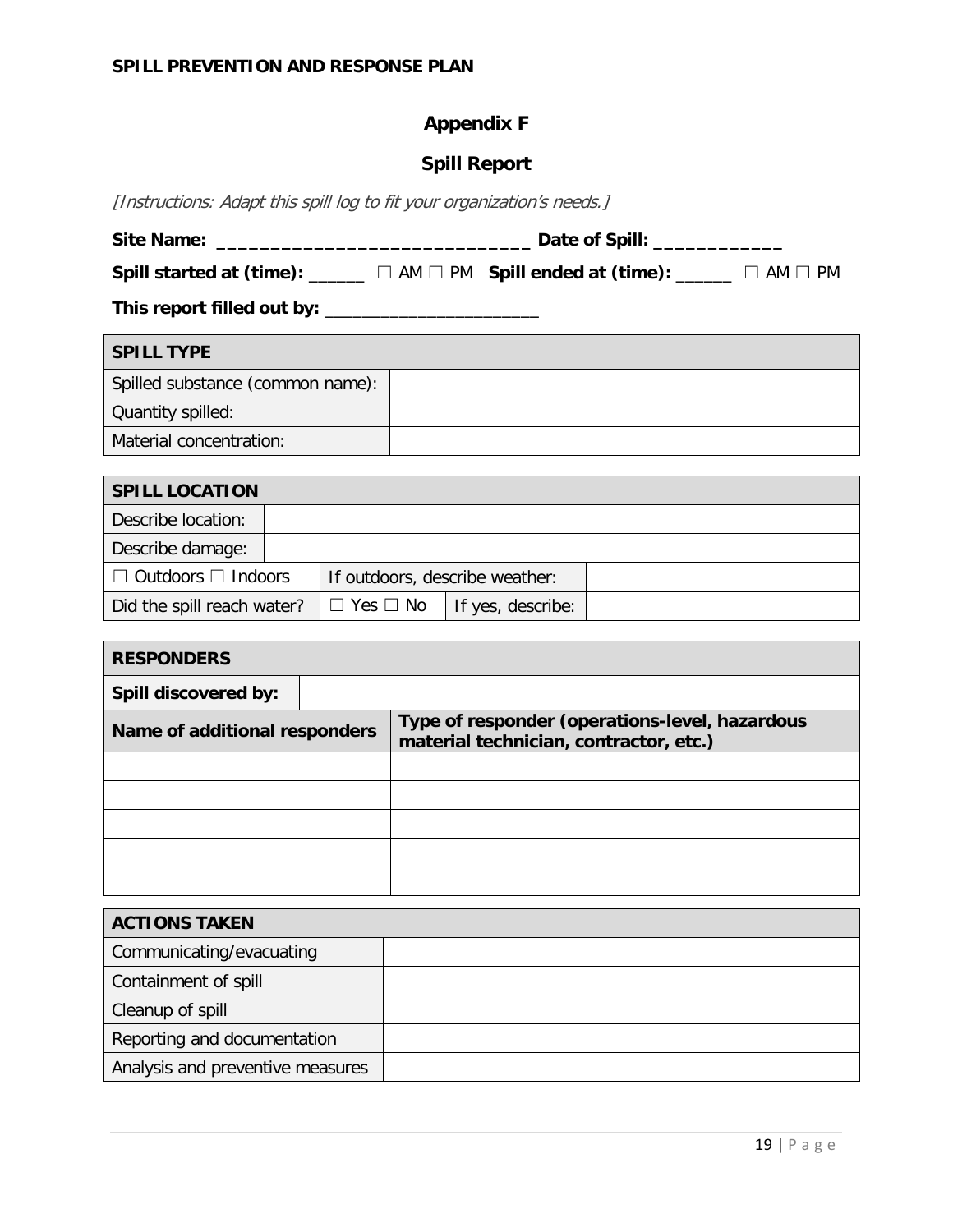# Appendix F

## Spill Report

*[Instructions: Adapt this spill log to fit your organization's needs.]*

**Site Name:** _____________________________ **Date of Spill:** ____________

**Spill started at (time):** ______ ☐ AM ☐ PM **Spill ended at (time):** ______ ☐ AM ☐ PM

**This report filled out by:** ______________________

| **SPILL TYPE** | |
|---|---|
| Spilled substance (common name): | |
| Quantity spilled: | |
| Material concentration: | |

| **SPILL LOCATION** | | | |
|---|---|---|---|
| Describe location: | | | |
| Describe damage: | | | |
| ☐ Outdoors ☐ Indoors | If outdoors, describe weather: | | |
| Did the spill reach water? | ☐ Yes ☐ No | If yes, describe: | |

| **RESPONDERS** | |
|---|---|
| **Spill discovered by:** | |
| **Name of additional responders** | **Type of responder (operations-level, hazardous material technician, contractor, etc.)** |
| | |
| | |
| | |
| | |
| | |

| **ACTIONS TAKEN** | |
|---|---|
| Communicating/evacuating | |
| Containment of spill | |
| Cleanup of spill | |
| Reporting and documentation | |
| Analysis and preventive measures | |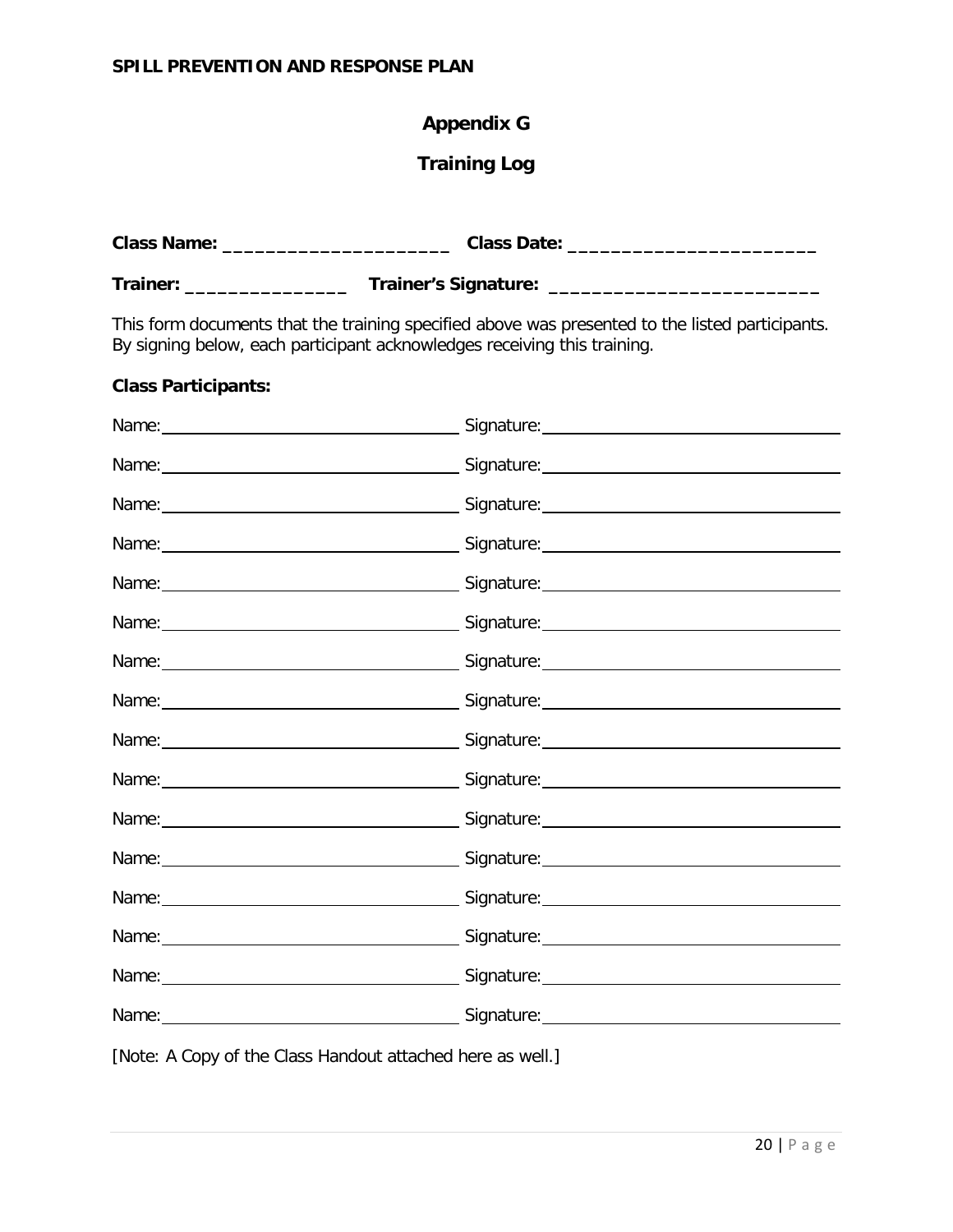# Appendix G

## Training Log

**Class Name: ____________________ Class Date: ______________________**

**Trainer: ______________ Trainer's Signature: ________________________**

This form documents that the training specified above was presented to the listed participants. By signing below, each participant acknowledges receiving this training.

**Class Participants:**

Name: ______________________________ Signature: ______________________________

Name: ______________________________ Signature: ______________________________

Name: ______________________________ Signature: ______________________________

Name: ______________________________ Signature: ______________________________

Name: ______________________________ Signature: ______________________________

Name: ______________________________ Signature: ______________________________

Name: ______________________________ Signature: ______________________________

Name: ______________________________ Signature: ______________________________

Name: ______________________________ Signature: ______________________________

Name: ______________________________ Signature: ______________________________

Name: ______________________________ Signature: ______________________________

Name: ______________________________ Signature: ______________________________

Name: ______________________________ Signature: ______________________________

Name: ______________________________ Signature: ______________________________

Name: ______________________________ Signature: ______________________________

Name: ______________________________ Signature: ______________________________

[Note: A Copy of the Class Handout attached here as well.]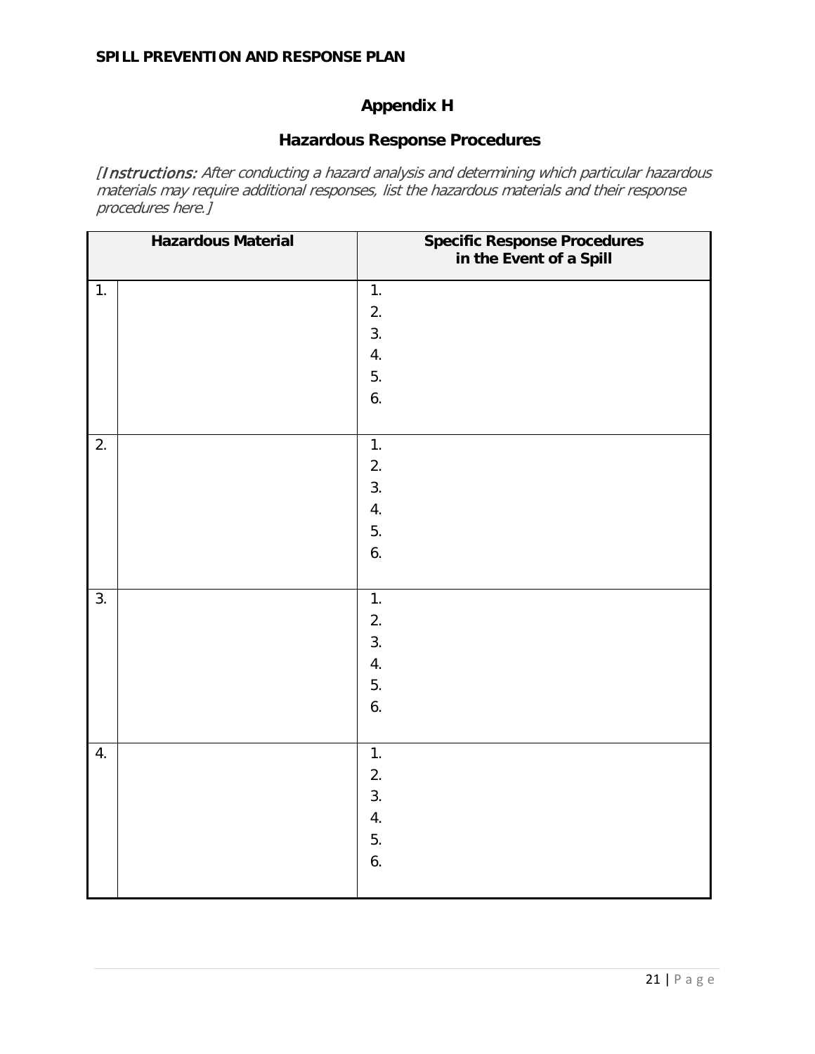## Appendix H

### Hazardous Response Procedures

*[Instructions: After conducting a hazard analysis and determining which particular hazardous materials may require additional responses, list the hazardous materials and their response procedures here.]*

| Hazardous Material | | Specific Response Procedures in the Event of a Spill |
|---|---|---|
| 1. | | 1.<br>2.<br>3.<br>4.<br>5.<br>6. |
| 2. | | 1.<br>2.<br>3.<br>4.<br>5.<br>6. |
| 3. | | 1.<br>2.<br>3.<br>4.<br>5.<br>6. |
| 4. | | 1.<br>2.<br>3.<br>4.<br>5.<br>6. |